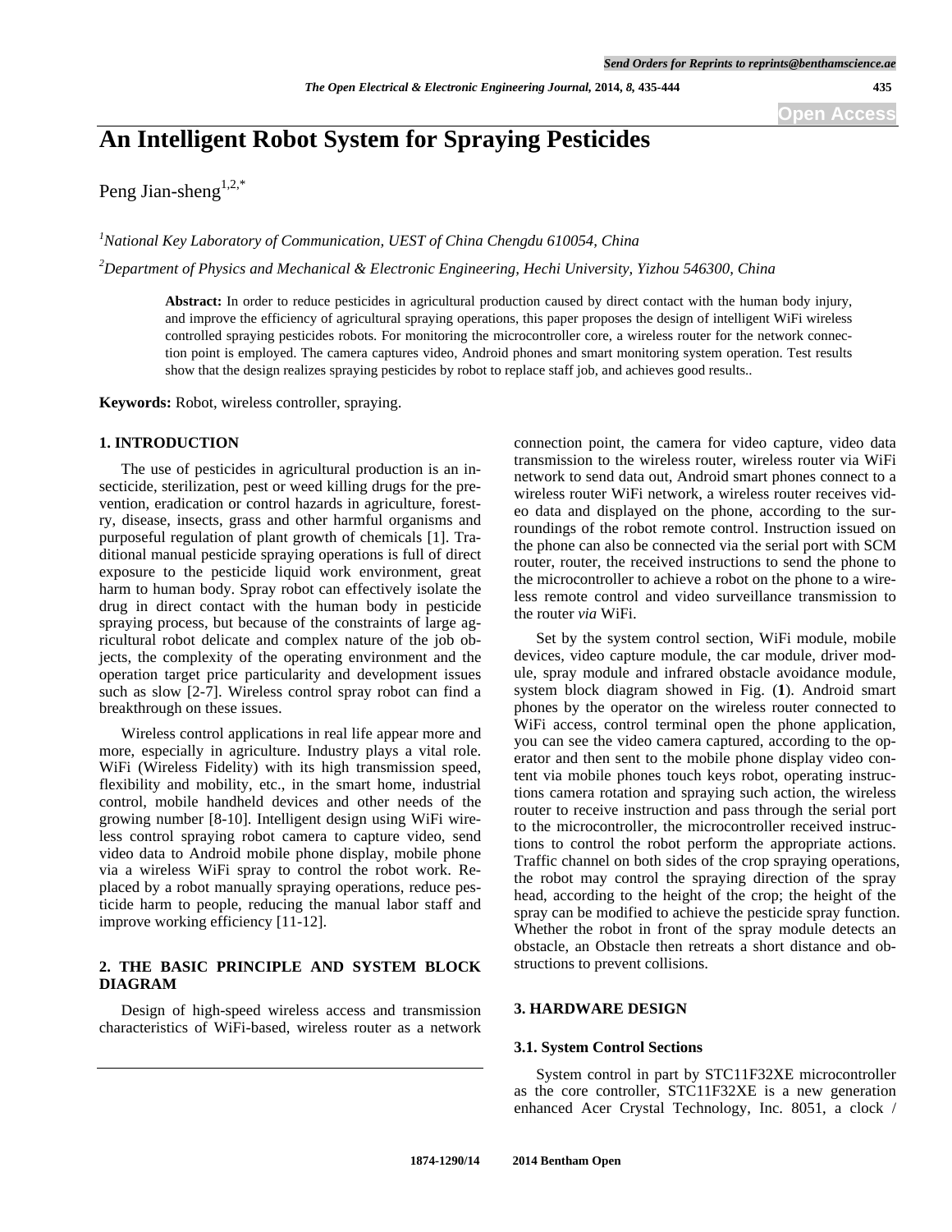# An Intelligent Robot System for Spraying Pesticides

Peng Jian-sheng[1,2,*]

[1]National Key Laboratory of Communication, UEST of China Chengdu 610054, China

[2]Department of Physics and Mechanical & Electronic Engineering, Hechi University, Yizhou 546300, China

**Abstract:** In order to reduce pesticides in agricultural production caused by direct contact with the human body injury, and improve the efficiency of agricultural spraying operations, this paper proposes the design of intelligent WiFi wireless controlled spraying pesticides robots. For monitoring the microcontroller core, a wireless router for the network connection point is employed. The camera captures video, Android phones and smart monitoring system operation. Test results show that the design realizes spraying pesticides by robot to replace staff job, and achieves good results..

**Keywords:** Robot, wireless controller, spraying.

## 1. INTRODUCTION

The use of pesticides in agricultural production is an insecticide, sterilization, pest or weed killing drugs for the prevention, eradication or control hazards in agriculture, forestry, disease, insects, grass and other harmful organisms and purposeful regulation of plant growth of chemicals [1]. Traditional manual pesticide spraying operations is full of direct exposure to the pesticide liquid work environment, great harm to human body. Spray robot can effectively isolate the drug in direct contact with the human body in pesticide spraying process, but because of the constraints of large agricultural robot delicate and complex nature of the job objects, the complexity of the operating environment and the operation target price particularity and development issues such as slow [2-7]. Wireless control spray robot can find a breakthrough on these issues.

Wireless control applications in real life appear more and more, especially in agriculture. Industry plays a vital role. WiFi (Wireless Fidelity) with its high transmission speed, flexibility and mobility, etc., in the smart home, industrial control, mobile handheld devices and other needs of the growing number [8-10]. Intelligent design using WiFi wireless control spraying robot camera to capture video, send video data to Android mobile phone display, mobile phone via a wireless WiFi spray to control the robot work. Replaced by a robot manually spraying operations, reduce pesticide harm to people, reducing the manual labor staff and improve working efficiency [11-12].

## 2. THE BASIC PRINCIPLE AND SYSTEM BLOCK DIAGRAM

Design of high-speed wireless access and transmission characteristics of WiFi-based, wireless router as a network connection point, the camera for video capture, video data transmission to the wireless router, wireless router via WiFi network to send data out, Android smart phones connect to a wireless router WiFi network, a wireless router receives video data and displayed on the phone, according to the surroundings of the robot remote control. Instruction issued on the phone can also be connected via the serial port with SCM router, router, the received instructions to send the phone to the microcontroller to achieve a robot on the phone to a wireless remote control and video surveillance transmission to the router *via* WiFi.

Set by the system control section, WiFi module, mobile devices, video capture module, the car module, driver module, spray module and infrared obstacle avoidance module, system block diagram showed in Fig. (**1**). Android smart phones by the operator on the wireless router connected to WiFi access, control terminal open the phone application, you can see the video camera captured, according to the operator and then sent to the mobile phone display video content via mobile phones touch keys robot, operating instructions camera rotation and spraying such action, the wireless router to receive instruction and pass through the serial port to the microcontroller, the microcontroller received instructions to control the robot perform the appropriate actions. Traffic channel on both sides of the crop spraying operations, the robot may control the spraying direction of the spray head, according to the height of the crop; the height of the spray can be modified to achieve the pesticide spray function. Whether the robot in front of the spray module detects an obstacle, an Obstacle then retreats a short distance and obstructions to prevent collisions.

## 3. HARDWARE DESIGN

### 3.1. System Control Sections

System control in part by STC11F32XE microcontroller as the core controller, STC11F32XE is a new generation enhanced Acer Crystal Technology, Inc. 8051, a clock /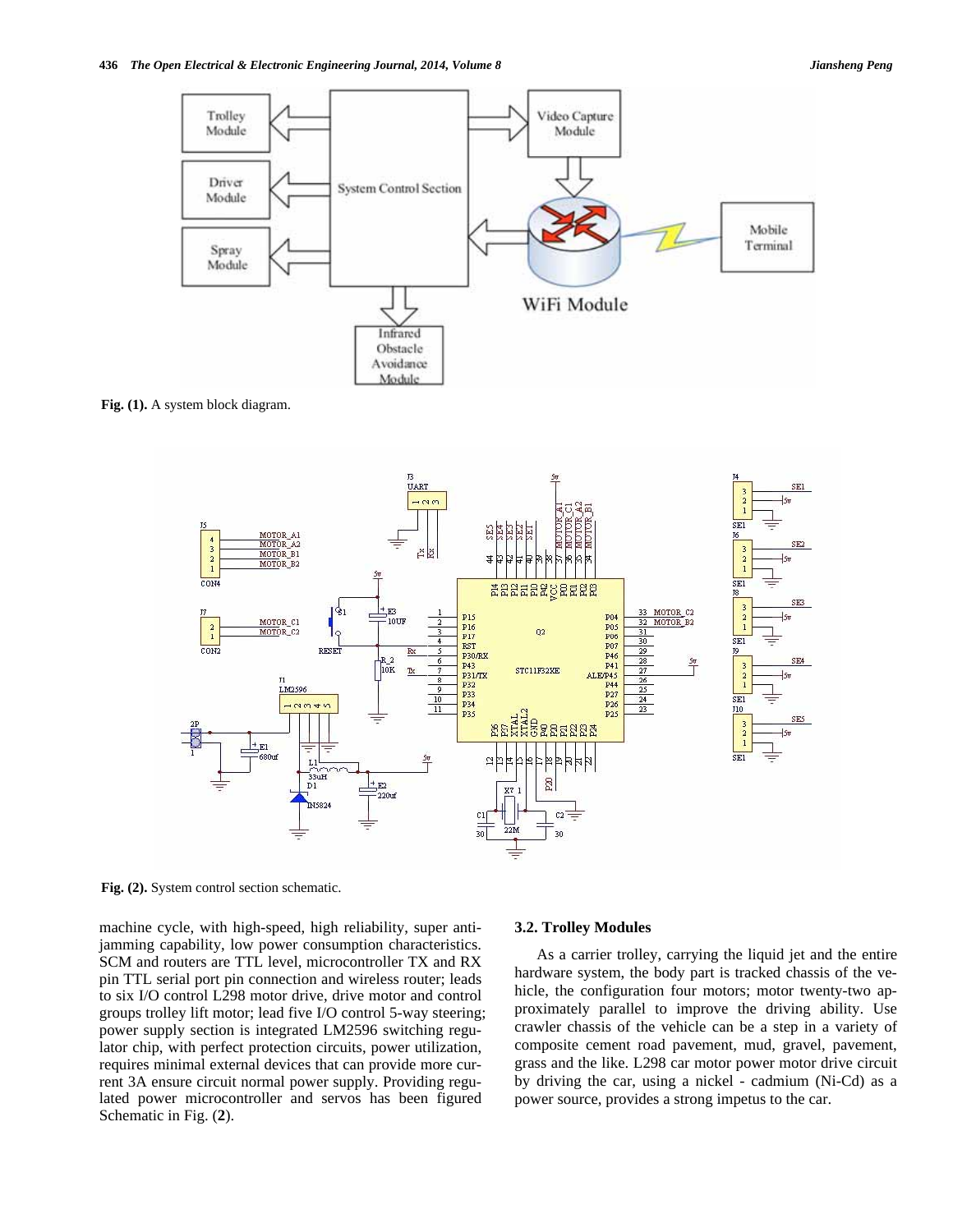Fig. (1). A system block diagram.

Fig. (2). System control section schematic.

machine cycle, with high-speed, high reliability, super anti-jamming capability, low power consumption characteristics. SCM and routers are TTL level, microcontroller TX and RX pin TTL serial port pin connection and wireless router; leads to six I/O control L298 motor drive, drive motor and control groups trolley lift motor; lead five I/O control 5-way steering; power supply section is integrated LM2596 switching regulator chip, with perfect protection circuits, power utilization, requires minimal external devices that can provide more current 3A ensure circuit normal power supply. Providing regulated power microcontroller and servos has been figured Schematic in Fig. (**2**).

### 3.2. Trolley Modules

As a carrier trolley, carrying the liquid jet and the entire hardware system, the body part is tracked chassis of the vehicle, the configuration four motors; motor twenty-two approximately parallel to improve the driving ability. Use crawler chassis of the vehicle can be a step in a variety of composite cement road pavement, mud, gravel, pavement, grass and the like. L298 car motor power motor drive circuit by driving the car, using a nickel - cadmium (Ni-Cd) as a power source, provides a strong impetus to the car.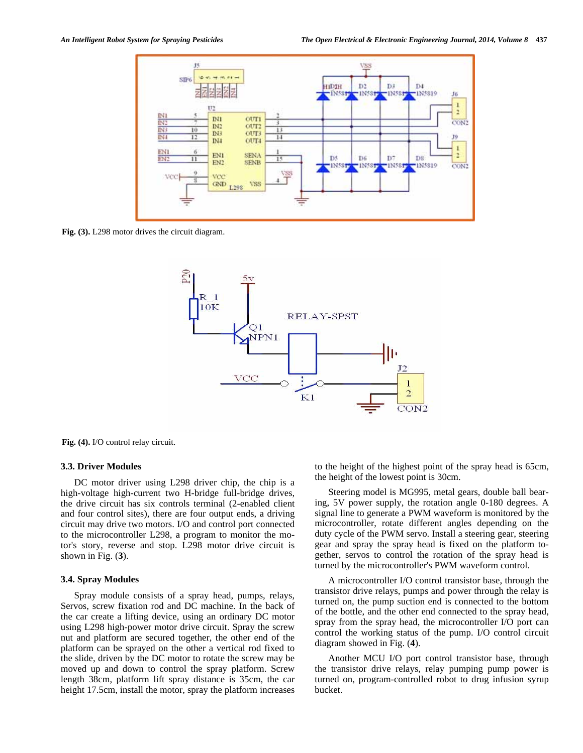Fig. (3). L298 motor drives the circuit diagram.

Fig. (4). I/O control relay circuit.

### 3.3. Driver Modules

DC motor driver using L298 driver chip, the chip is a high-voltage high-current two H-bridge full-bridge drives, the drive circuit has six controls terminal (2-enabled client and four control sites), there are four output ends, a driving circuit may drive two motors. I/O and control port connected to the microcontroller L298, a program to monitor the motor's story, reverse and stop. L298 motor drive circuit is shown in Fig. (**3**).

### 3.4. Spray Modules

Spray module consists of a spray head, pumps, relays, Servos, screw fixation rod and DC machine. In the back of the car create a lifting device, using an ordinary DC motor using L298 high-power motor drive circuit. Spray the screw nut and platform are secured together, the other end of the platform can be sprayed on the other a vertical rod fixed to the slide, driven by the DC motor to rotate the screw may be moved up and down to control the spray platform. Screw length 38cm, platform lift spray distance is 35cm, the car height 17.5cm, install the motor, spray the platform increases to the height of the highest point of the spray head is 65cm, the height of the lowest point is 30cm.

Steering model is MG995, metal gears, double ball bearing, 5V power supply, the rotation angle 0-180 degrees. A signal line to generate a PWM waveform is monitored by the microcontroller, rotate different angles depending on the duty cycle of the PWM servo. Install a steering gear, steering gear and spray the spray head is fixed on the platform together, servos to control the rotation of the spray head is turned by the microcontroller's PWM waveform control.

A microcontroller I/O control transistor base, through the transistor drive relays, pumps and power through the relay is turned on, the pump suction end is connected to the bottom of the bottle, and the other end connected to the spray head, spray from the spray head, the microcontroller I/O port can control the working status of the pump. I/O control circuit diagram showed in Fig. (**4**).

Another MCU I/O port control transistor base, through the transistor drive relays, relay pumping pump power is turned on, program-controlled robot to drug infusion syrup bucket.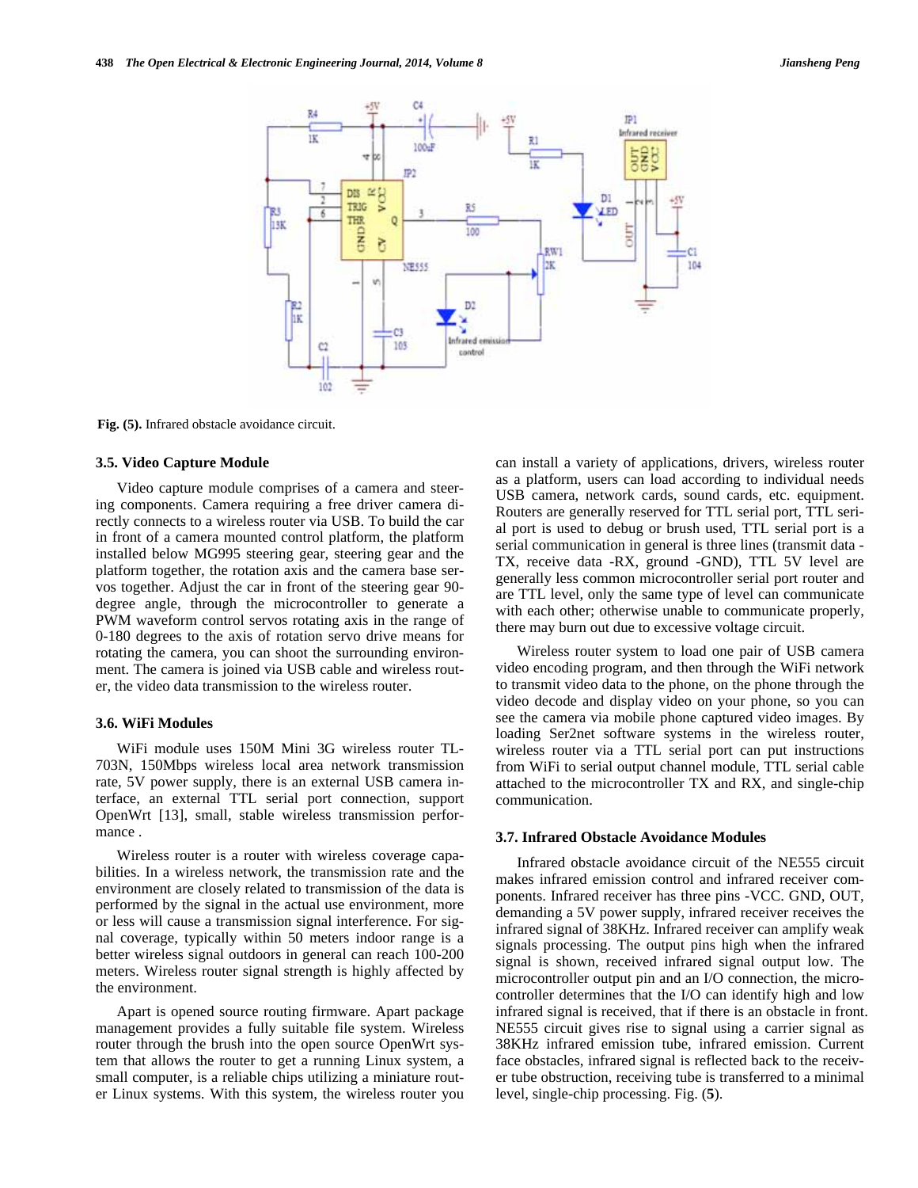Fig. (5). Infrared obstacle avoidance circuit.

### 3.5. Video Capture Module

Video capture module comprises of a camera and steering components. Camera requiring a free driver camera directly connects to a wireless router via USB. To build the car in front of a camera mounted control platform, the platform installed below MG995 steering gear, steering gear and the platform together, the rotation axis and the camera base servos together. Adjust the car in front of the steering gear 90-degree angle, through the microcontroller to generate a PWM waveform control servos rotating axis in the range of 0-180 degrees to the axis of rotation servo drive means for rotating the camera, you can shoot the surrounding environment. The camera is joined via USB cable and wireless router, the video data transmission to the wireless router.

### 3.6. WiFi Modules

WiFi module uses 150M Mini 3G wireless router TL-703N, 150Mbps wireless local area network transmission rate, 5V power supply, there is an external USB camera interface, an external TTL serial port connection, support OpenWrt [13], small, stable wireless transmission performance .

Wireless router is a router with wireless coverage capabilities. In a wireless network, the transmission rate and the environment are closely related to transmission of the data is performed by the signal in the actual use environment, more or less will cause a transmission signal interference. For signal coverage, typically within 50 meters indoor range is a better wireless signal outdoors in general can reach 100-200 meters. Wireless router signal strength is highly affected by the environment.

Apart is opened source routing firmware. Apart package management provides a fully suitable file system. Wireless router through the brush into the open source OpenWrt system that allows the router to get a running Linux system, a small computer, is a reliable chips utilizing a miniature router Linux systems. With this system, the wireless router you can install a variety of applications, drivers, wireless router as a platform, users can load according to individual needs USB camera, network cards, sound cards, etc. equipment. Routers are generally reserved for TTL serial port, TTL serial port is used to debug or brush used, TTL serial port is a serial communication in general is three lines (transmit data -TX, receive data -RX, ground -GND), TTL 5V level are generally less common microcontroller serial port router and are TTL level, only the same type of level can communicate with each other; otherwise unable to communicate properly, there may burn out due to excessive voltage circuit.

Wireless router system to load one pair of USB camera video encoding program, and then through the WiFi network to transmit video data to the phone, on the phone through the video decode and display video on your phone, so you can see the camera via mobile phone captured video images. By loading Ser2net software systems in the wireless router, wireless router via a TTL serial port can put instructions from WiFi to serial output channel module, TTL serial cable attached to the microcontroller TX and RX, and single-chip communication.

### 3.7. Infrared Obstacle Avoidance Modules

Infrared obstacle avoidance circuit of the NE555 circuit makes infrared emission control and infrared receiver components. Infrared receiver has three pins -VCC. GND, OUT, demanding a 5V power supply, infrared receiver receives the infrared signal of 38KHz. Infrared receiver can amplify weak signals processing. The output pins high when the infrared signal is shown, received infrared signal output low. The microcontroller output pin and an I/O connection, the microcontroller determines that the I/O can identify high and low infrared signal is received, that if there is an obstacle in front. NE555 circuit gives rise to signal using a carrier signal as 38KHz infrared emission tube, infrared emission. Current face obstacles, infrared signal is reflected back to the receiver tube obstruction, receiving tube is transferred to a minimal level, single-chip processing. Fig. (**5**).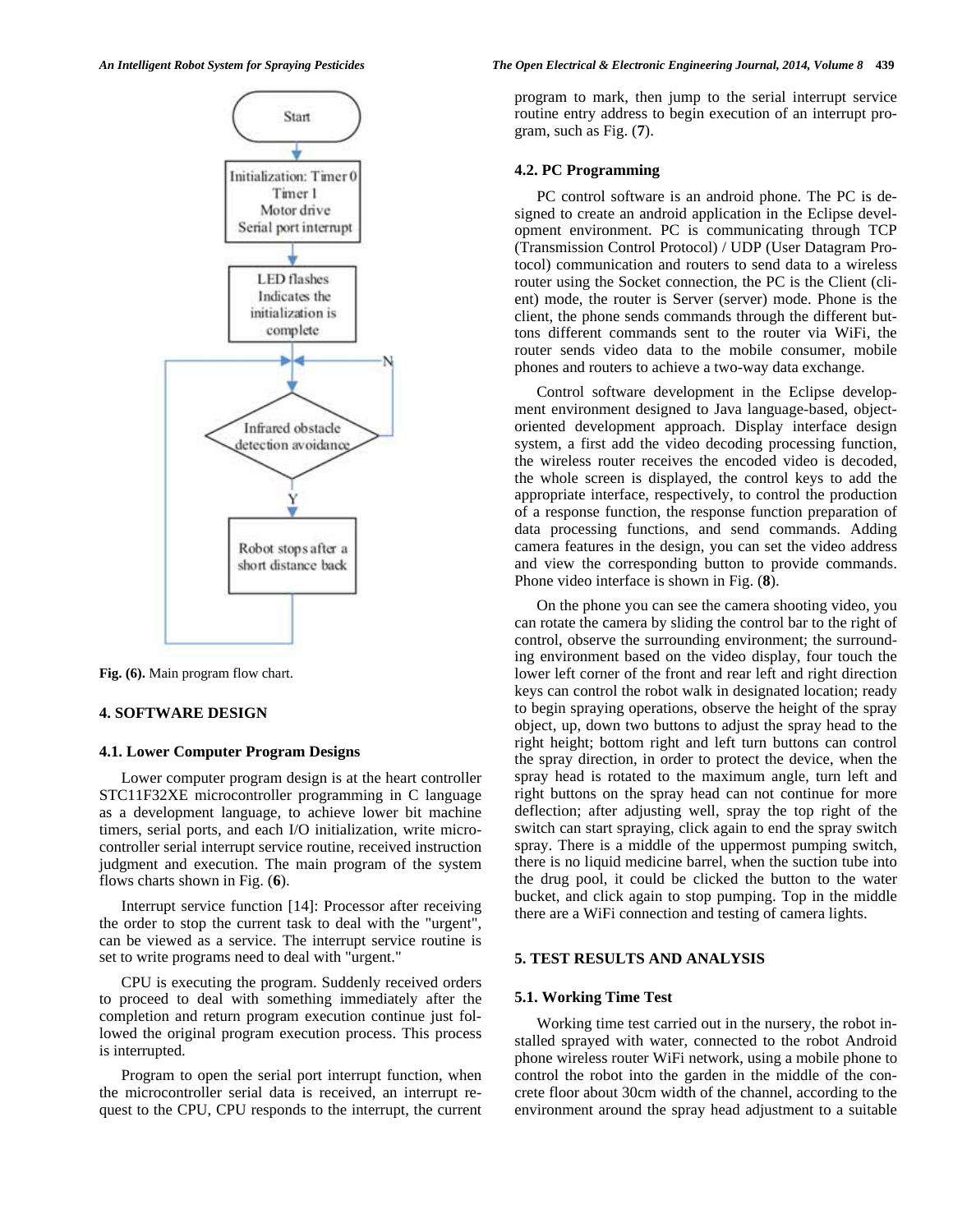Fig. (6). Main program flow chart.

## 4. SOFTWARE DESIGN

### 4.1. Lower Computer Program Designs

Lower computer program design is at the heart controller STC11F32XE microcontroller programming in C language as a development language, to achieve lower bit machine timers, serial ports, and each I/O initialization, write microcontroller serial interrupt service routine, received instruction judgment and execution. The main program of the system flows charts shown in Fig. (**6**).

Interrupt service function [14]: Processor after receiving the order to stop the current task to deal with the "urgent", can be viewed as a service. The interrupt service routine is set to write programs need to deal with "urgent."

CPU is executing the program. Suddenly received orders to proceed to deal with something immediately after the completion and return program execution continue just followed the original program execution process. This process is interrupted.

Program to open the serial port interrupt function, when the microcontroller serial data is received, an interrupt request to the CPU, CPU responds to the interrupt, the current program to mark, then jump to the serial interrupt service routine entry address to begin execution of an interrupt program, such as Fig. (**7**).

### 4.2. PC Programming

PC control software is an android phone. The PC is designed to create an android application in the Eclipse development environment. PC is communicating through TCP (Transmission Control Protocol) / UDP (User Datagram Protocol) communication and routers to send data to a wireless router using the Socket connection, the PC is the Client (client) mode, the router is Server (server) mode. Phone is the client, the phone sends commands through the different buttons different commands sent to the router via WiFi, the router sends video data to the mobile consumer, mobile phones and routers to achieve a two-way data exchange.

Control software development in the Eclipse development environment designed to Java language-based, object-oriented development approach. Display interface design system, a first add the video decoding processing function, the wireless router receives the encoded video is decoded, the whole screen is displayed, the control keys to add the appropriate interface, respectively, to control the production of a response function, the response function preparation of data processing functions, and send commands. Adding camera features in the design, you can set the video address and view the corresponding button to provide commands. Phone video interface is shown in Fig. (**8**).

On the phone you can see the camera shooting video, you can rotate the camera by sliding the control bar to the right of control, observe the surrounding environment; the surrounding environment based on the video display, four touch the lower left corner of the front and rear left and right direction keys can control the robot walk in designated location; ready to begin spraying operations, observe the height of the spray object, up, down two buttons to adjust the spray head to the right height; bottom right and left turn buttons can control the spray direction, in order to protect the device, when the spray head is rotated to the maximum angle, turn left and right buttons on the spray head can not continue for more deflection; after adjusting well, spray the top right of the switch can start spraying, click again to end the spray switch spray. There is a middle of the uppermost pumping switch, there is no liquid medicine barrel, when the suction tube into the drug pool, it could be clicked the button to the water bucket, and click again to stop pumping. Top in the middle there are a WiFi connection and testing of camera lights.

## 5. TEST RESULTS AND ANALYSIS

### 5.1. Working Time Test

Working time test carried out in the nursery, the robot installed sprayed with water, connected to the robot Android phone wireless router WiFi network, using a mobile phone to control the robot into the garden in the middle of the concrete floor about 30cm width of the channel, according to the environment around the spray head adjustment to a suitable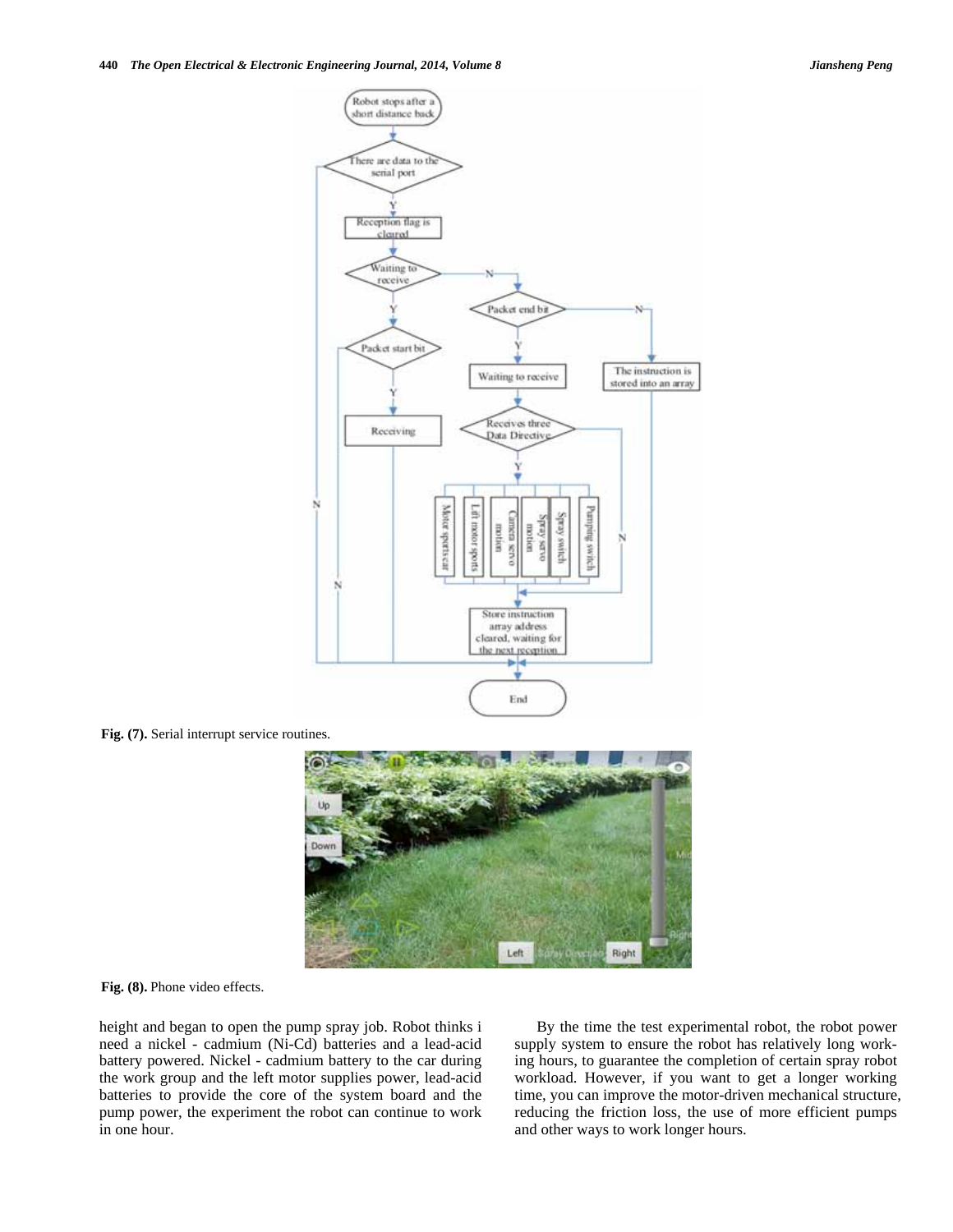Fig. (7). Serial interrupt service routines.

Fig. (8). Phone video effects.

height and began to open the pump spray job. Robot thinks i need a nickel - cadmium (Ni-Cd) batteries and a lead-acid battery powered. Nickel - cadmium battery to the car during the work group and the left motor supplies power, lead-acid batteries to provide the core of the system board and the pump power, the experiment the robot can continue to work in one hour.

By the time the test experimental robot, the robot power supply system to ensure the robot has relatively long working hours, to guarantee the completion of certain spray robot workload. However, if you want to get a longer working time, you can improve the motor-driven mechanical structure, reducing the friction loss, the use of more efficient pumps and other ways to work longer hours.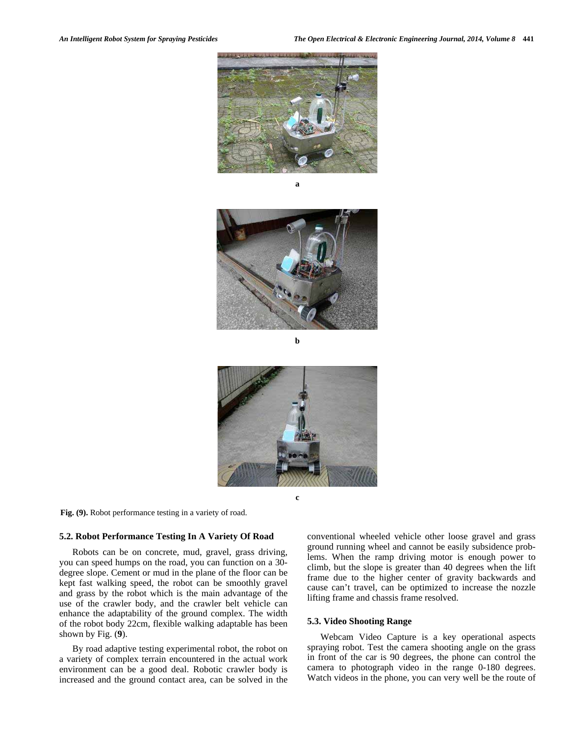a

b

c

**Fig. (9).** Robot performance testing in a variety of road.

### 5.2. Robot Performance Testing In A Variety Of Road

Robots can be on concrete, mud, gravel, grass driving, you can speed humps on the road, you can function on a 30-degree slope. Cement or mud in the plane of the floor can be kept fast walking speed, the robot can be smoothly gravel and grass by the robot which is the main advantage of the use of the crawler body, and the crawler belt vehicle can enhance the adaptability of the ground complex. The width of the robot body 22cm, flexible walking adaptable has been shown by Fig. (**9**).

By road adaptive testing experimental robot, the robot on a variety of complex terrain encountered in the actual work environment can be a good deal. Robotic crawler body is increased and the ground contact area, can be solved in the conventional wheeled vehicle other loose gravel and grass ground running wheel and cannot be easily subsidence problems. When the ramp driving motor is enough power to climb, but the slope is greater than 40 degrees when the lift frame due to the higher center of gravity backwards and cause can't travel, can be optimized to increase the nozzle lifting frame and chassis frame resolved.

### 5.3. Video Shooting Range

Webcam Video Capture is a key operational aspects spraying robot. Test the camera shooting angle on the grass in front of the car is 90 degrees, the phone can control the camera to photograph video in the range 0-180 degrees. Watch videos in the phone, you can very well be the route of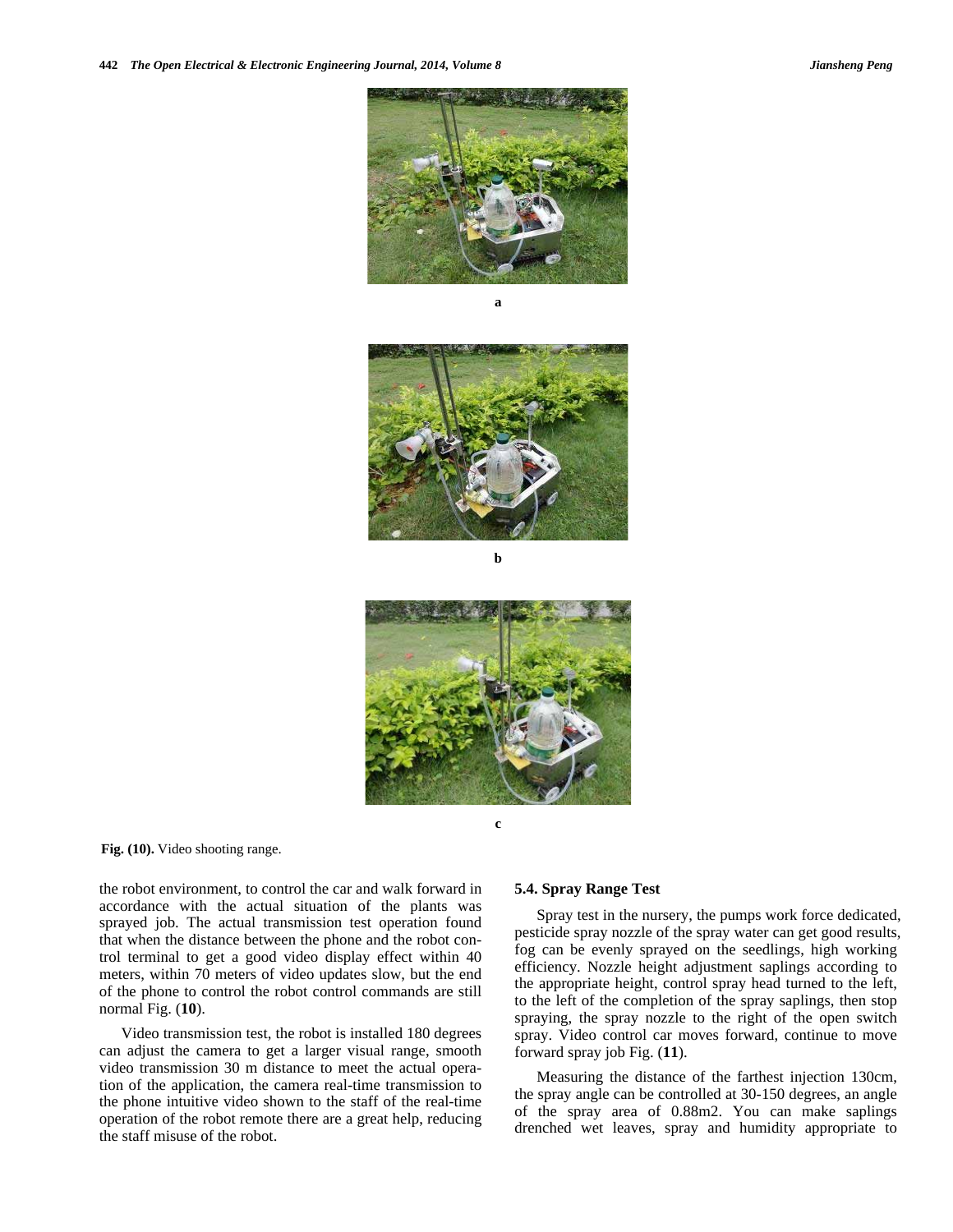a

b

c

**Fig. (10).** Video shooting range.

the robot environment, to control the car and walk forward in accordance with the actual situation of the plants was sprayed job. The actual transmission test operation found that when the distance between the phone and the robot control terminal to get a good video display effect within 40 meters, within 70 meters of video updates slow, but the end of the phone to control the robot control commands are still normal Fig. (**10**).

Video transmission test, the robot is installed 180 degrees can adjust the camera to get a larger visual range, smooth video transmission 30 m distance to meet the actual operation of the application, the camera real-time transmission to the phone intuitive video shown to the staff of the real-time operation of the robot remote there are a great help, reducing the staff misuse of the robot.

### 5.4. Spray Range Test

Spray test in the nursery, the pumps work force dedicated, pesticide spray nozzle of the spray water can get good results, fog can be evenly sprayed on the seedlings, high working efficiency. Nozzle height adjustment saplings according to the appropriate height, control spray head turned to the left, to the left of the completion of the spray saplings, then stop spraying, the spray nozzle to the right of the open switch spray. Video control car moves forward, continue to move forward spray job Fig. (**11**).

Measuring the distance of the farthest injection 130cm, the spray angle can be controlled at 30-150 degrees, an angle of the spray area of 0.88m2. You can make saplings drenched wet leaves, spray and humidity appropriate to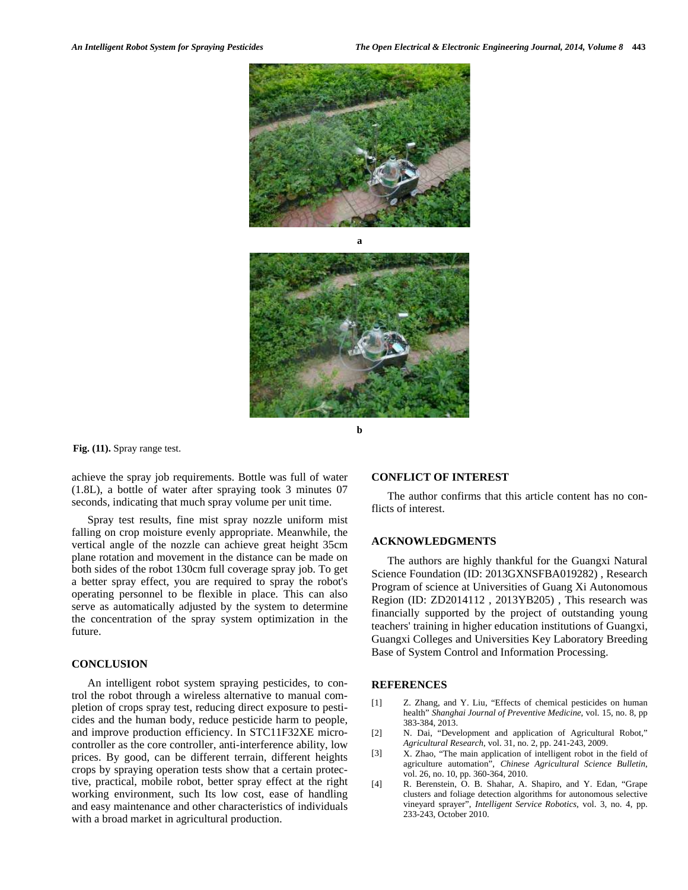a

b

**Fig. (11).** Spray range test.

achieve the spray job requirements. Bottle was full of water (1.8L), a bottle of water after spraying took 3 minutes 07 seconds, indicating that much spray volume per unit time.

Spray test results, fine mist spray nozzle uniform mist falling on crop moisture evenly appropriate. Meanwhile, the vertical angle of the nozzle can achieve great height 35cm plane rotation and movement in the distance can be made on both sides of the robot 130cm full coverage spray job. To get a better spray effect, you are required to spray the robot's operating personnel to be flexible in place. This can also serve as automatically adjusted by the system to determine the concentration of the spray system optimization in the future.

## CONCLUSION

An intelligent robot system spraying pesticides, to control the robot through a wireless alternative to manual completion of crops spray test, reducing direct exposure to pesticides and the human body, reduce pesticide harm to people, and improve production efficiency. In STC11F32XE microcontroller as the core controller, anti-interference ability, low prices. By good, can be different terrain, different heights crops by spraying operation tests show that a certain protective, practical, mobile robot, better spray effect at the right working environment, such Its low cost, ease of handling and easy maintenance and other characteristics of individuals with a broad market in agricultural production.

## CONFLICT OF INTEREST

The author confirms that this article content has no conflicts of interest.

## ACKNOWLEDGMENTS

The authors are highly thankful for the Guangxi Natural Science Foundation (ID: 2013GXNSFBA019282) , Research Program of science at Universities of Guang Xi Autonomous Region (ID: ZD2014112 , 2013YB205) , This research was financially supported by the project of outstanding young teachers' training in higher education institutions of Guangxi, Guangxi Colleges and Universities Key Laboratory Breeding Base of System Control and Information Processing.

## REFERENCES

[1] Z. Zhang, and Y. Liu, "Effects of chemical pesticides on human health" *Shanghai Journal of Preventive Medicine*, vol. 15, no. 8, pp 383-384, 2013.

[2] N. Dai, "Development and application of Agricultural Robot," *Agricultural Research*, vol. 31, no. 2, pp. 241-243, 2009.

[3] X. Zhao, "The main application of intelligent robot in the field of agriculture automation", *Chinese Agricultural Science Bulletin*, vol. 26, no. 10, pp. 360-364, 2010.

[4] R. Berenstein, O. B. Shahar, A. Shapiro, and Y. Edan, "Grape clusters and foliage detection algorithms for autonomous selective vineyard sprayer", *Intelligent Service Robotics*, vol. 3, no. 4, pp. 233-243, October 2010.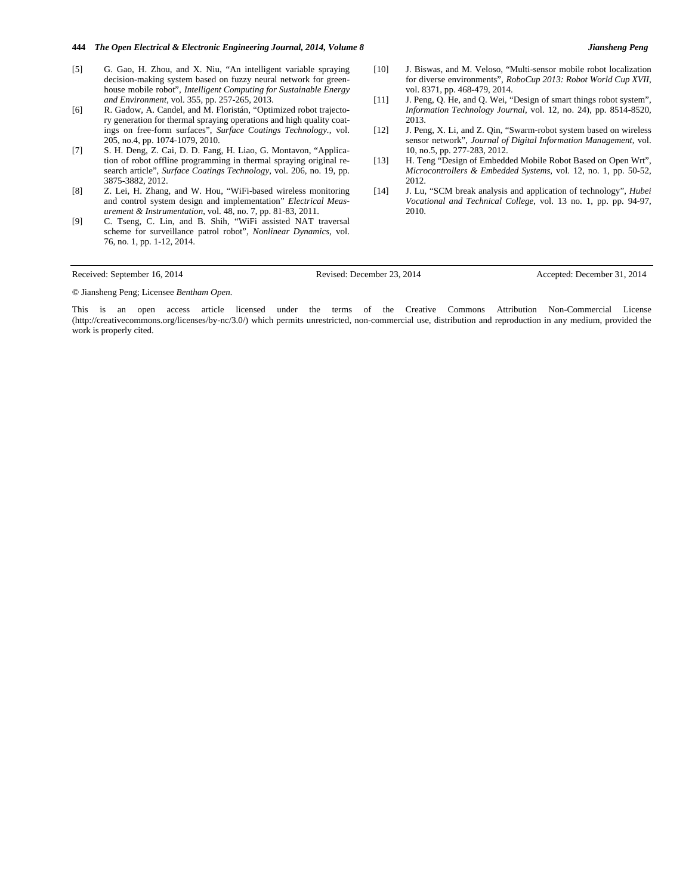[5] G. Gao, H. Zhou, and X. Niu, "An intelligent variable spraying decision-making system based on fuzzy neural network for greenhouse mobile robot", *Intelligent Computing for Sustainable Energy and Environment*, vol. 355, pp. 257-265, 2013.

[6] R. Gadow, A. Candel, and M. Floristán, "Optimized robot trajectory generation for thermal spraying operations and high quality coatings on free-form surfaces", *Surface Coatings Technology.*, vol. 205, no.4, pp. 1074-1079, 2010.

[7] S. H. Deng, Z. Cai, D. D. Fang, H. Liao, G. Montavon, "Application of robot offline programming in thermal spraying original research article", *Surface Coatings Technology*, vol. 206, no. 19, pp. 3875-3882, 2012.

[8] Z. Lei, H. Zhang, and W. Hou, "WiFi-based wireless monitoring and control system design and implementation" *Electrical Measurement & Instrumentation*, vol. 48, no. 7, pp. 81-83, 2011.

[9] C. Tseng, C. Lin, and B. Shih, "WiFi assisted NAT traversal scheme for surveillance patrol robot", *Nonlinear Dynamics*, vol. 76, no. 1, pp. 1-12, 2014.

[10] J. Biswas, and M. Veloso, "Multi-sensor mobile robot localization for diverse environments", *RoboCup 2013: Robot World Cup XVII*, vol. 8371, pp. 468-479, 2014.

[11] J. Peng, Q. He, and Q. Wei, "Design of smart things robot system", *Information Technology Journal*, vol. 12, no. 24), pp. 8514-8520, 2013.

[12] J. Peng, X. Li, and Z. Qin, "Swarm-robot system based on wireless sensor network", *Journal of Digital Information Management*, vol. 10, no.5, pp. 277-283, 2012.

[13] H. Teng "Design of Embedded Mobile Robot Based on Open Wrt", *Microcontrollers & Embedded Systems*, vol. 12, no. 1, pp. 50-52, 2012.

[14] J. Lu, "SCM break analysis and application of technology", *Hubei Vocational and Technical College*, vol. 13 no. 1, pp. pp. 94-97, 2010.

Received: September 16, 2014 Revised: December 23, 2014 Accepted: December 31, 2014

© Jiansheng Peng; Licensee *Bentham Open*.

This is an open access article licensed under the terms of the Creative Commons Attribution Non-Commercial License (http://creativecommons.org/licenses/by-nc/3.0/) which permits unrestricted, non-commercial use, distribution and reproduction in any medium, provided the work is properly cited.